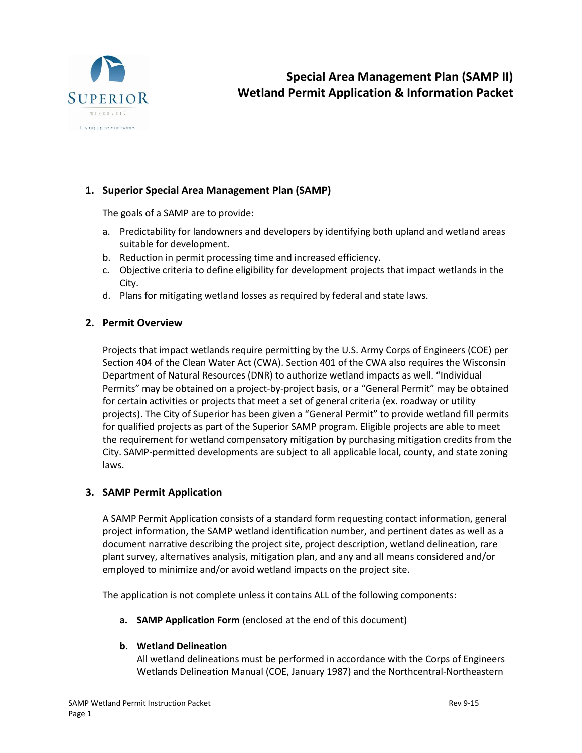# Special Area Management Plan (SAMP II)
# Wetland Permit Application & Information Packet

## 1. Superior Special Area Management Plan (SAMP)

The goals of a SAMP are to provide:

a. Predictability for landowners and developers by identifying both upland and wetland areas suitable for development.
b. Reduction in permit processing time and increased efficiency.
c. Objective criteria to define eligibility for development projects that impact wetlands in the City.
d. Plans for mitigating wetland losses as required by federal and state laws.

## 2. Permit Overview

Projects that impact wetlands require permitting by the U.S. Army Corps of Engineers (COE) per Section 404 of the Clean Water Act (CWA). Section 401 of the CWA also requires the Wisconsin Department of Natural Resources (DNR) to authorize wetland impacts as well. "Individual Permits" may be obtained on a project-by-project basis, or a "General Permit" may be obtained for certain activities or projects that meet a set of general criteria (ex. roadway or utility projects). The City of Superior has been given a "General Permit" to provide wetland fill permits for qualified projects as part of the Superior SAMP program. Eligible projects are able to meet the requirement for wetland compensatory mitigation by purchasing mitigation credits from the City. SAMP-permitted developments are subject to all applicable local, county, and state zoning laws.

## 3. SAMP Permit Application

A SAMP Permit Application consists of a standard form requesting contact information, general project information, the SAMP wetland identification number, and pertinent dates as well as a document narrative describing the project site, project description, wetland delineation, rare plant survey, alternatives analysis, mitigation plan, and any and all means considered and/or employed to minimize and/or avoid wetland impacts on the project site.

The application is not complete unless it contains ALL of the following components:

**a. SAMP Application Form** (enclosed at the end of this document)

**b. Wetland Delineation**
All wetland delineations must be performed in accordance with the Corps of Engineers Wetlands Delineation Manual (COE, January 1987) and the Northcentral-Northeastern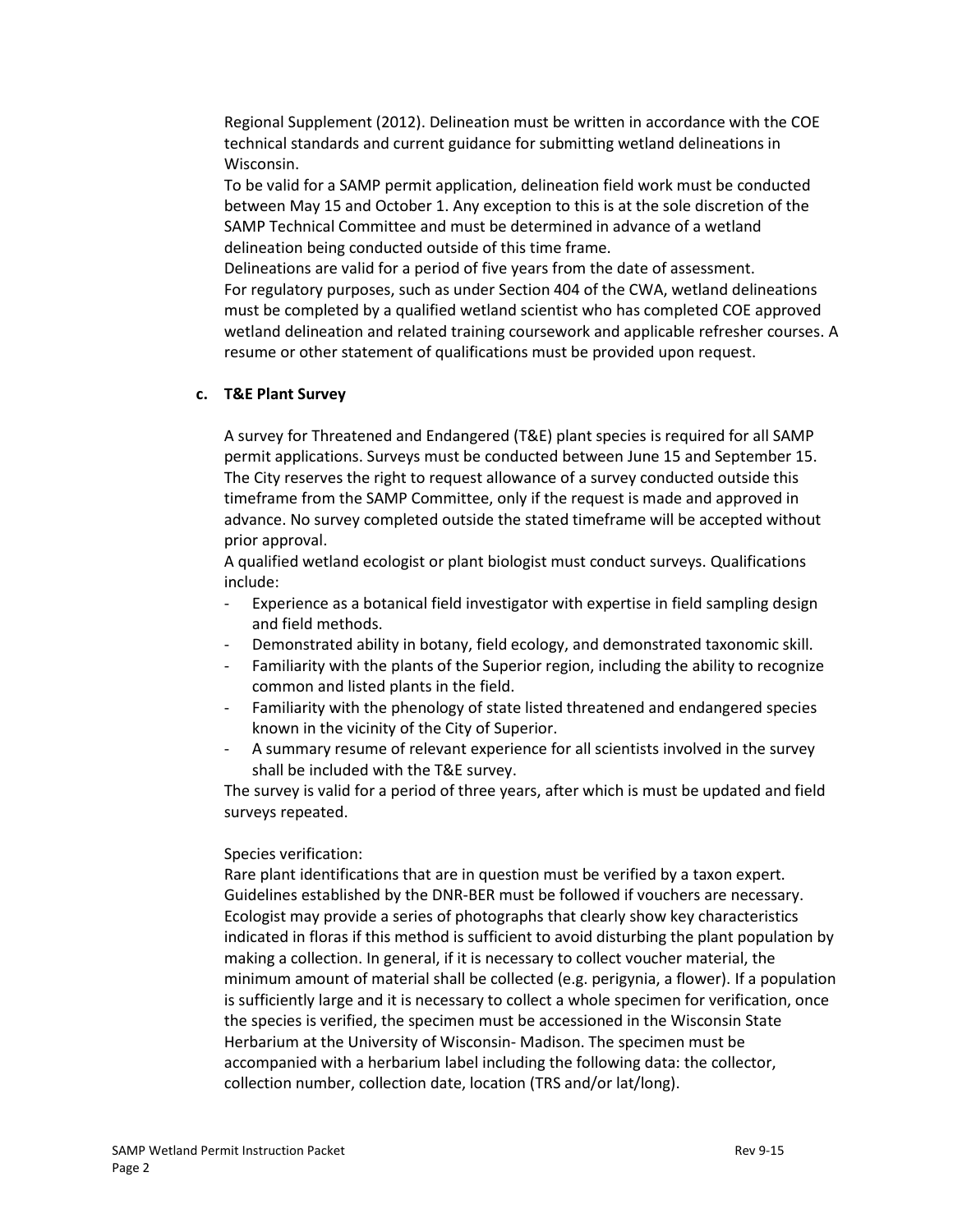Regional Supplement (2012). Delineation must be written in accordance with the COE technical standards and current guidance for submitting wetland delineations in Wisconsin.

To be valid for a SAMP permit application, delineation field work must be conducted between May 15 and October 1. Any exception to this is at the sole discretion of the SAMP Technical Committee and must be determined in advance of a wetland delineation being conducted outside of this time frame.

Delineations are valid for a period of five years from the date of assessment.

For regulatory purposes, such as under Section 404 of the CWA, wetland delineations must be completed by a qualified wetland scientist who has completed COE approved wetland delineation and related training coursework and applicable refresher courses. A resume or other statement of qualifications must be provided upon request.

**c. T&E Plant Survey**

A survey for Threatened and Endangered (T&E) plant species is required for all SAMP permit applications. Surveys must be conducted between June 15 and September 15. The City reserves the right to request allowance of a survey conducted outside this timeframe from the SAMP Committee, only if the request is made and approved in advance. No survey completed outside the stated timeframe will be accepted without prior approval.

A qualified wetland ecologist or plant biologist must conduct surveys. Qualifications include:

- Experience as a botanical field investigator with expertise in field sampling design and field methods.
- Demonstrated ability in botany, field ecology, and demonstrated taxonomic skill.
- Familiarity with the plants of the Superior region, including the ability to recognize common and listed plants in the field.
- Familiarity with the phenology of state listed threatened and endangered species known in the vicinity of the City of Superior.
- A summary resume of relevant experience for all scientists involved in the survey shall be included with the T&E survey.

The survey is valid for a period of three years, after which is must be updated and field surveys repeated.

Species verification:

Rare plant identifications that are in question must be verified by a taxon expert. Guidelines established by the DNR-BER must be followed if vouchers are necessary. Ecologist may provide a series of photographs that clearly show key characteristics indicated in floras if this method is sufficient to avoid disturbing the plant population by making a collection. In general, if it is necessary to collect voucher material, the minimum amount of material shall be collected (e.g. perigynia, a flower). If a population is sufficiently large and it is necessary to collect a whole specimen for verification, once the species is verified, the specimen must be accessioned in the Wisconsin State Herbarium at the University of Wisconsin- Madison. The specimen must be accompanied with a herbarium label including the following data: the collector, collection number, collection date, location (TRS and/or lat/long).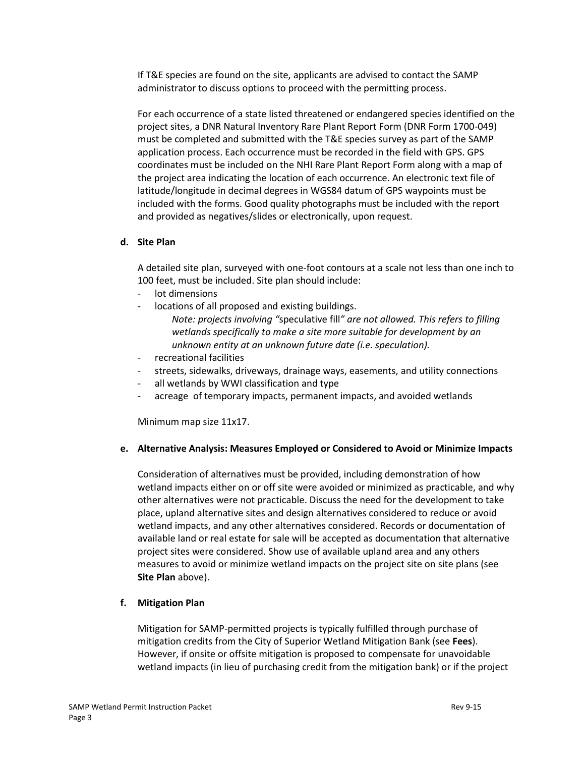If T&E species are found on the site, applicants are advised to contact the SAMP administrator to discuss options to proceed with the permitting process.

For each occurrence of a state listed threatened or endangered species identified on the project sites, a DNR Natural Inventory Rare Plant Report Form (DNR Form 1700-049) must be completed and submitted with the T&E species survey as part of the SAMP application process. Each occurrence must be recorded in the field with GPS. GPS coordinates must be included on the NHI Rare Plant Report Form along with a map of the project area indicating the location of each occurrence. An electronic text file of latitude/longitude in decimal degrees in WGS84 datum of GPS waypoints must be included with the forms. Good quality photographs must be included with the report and provided as negatives/slides or electronically, upon request.

**d. Site Plan**

A detailed site plan, surveyed with one-foot contours at a scale not less than one inch to 100 feet, must be included. Site plan should include:

- lot dimensions
- locations of all proposed and existing buildings.
  *Note: projects involving "*speculative fill*" are not allowed. This refers to filling wetlands specifically to make a site more suitable for development by an unknown entity at an unknown future date (i.e. speculation).*
- recreational facilities
- streets, sidewalks, driveways, drainage ways, easements, and utility connections
- all wetlands by WWI classification and type
- acreage of temporary impacts, permanent impacts, and avoided wetlands

Minimum map size 11x17.

**e. Alternative Analysis: Measures Employed or Considered to Avoid or Minimize Impacts**

Consideration of alternatives must be provided, including demonstration of how wetland impacts either on or off site were avoided or minimized as practicable, and why other alternatives were not practicable. Discuss the need for the development to take place, upland alternative sites and design alternatives considered to reduce or avoid wetland impacts, and any other alternatives considered. Records or documentation of available land or real estate for sale will be accepted as documentation that alternative project sites were considered. Show use of available upland area and any others measures to avoid or minimize wetland impacts on the project site on site plans (see **Site Plan** above).

**f. Mitigation Plan**

Mitigation for SAMP-permitted projects is typically fulfilled through purchase of mitigation credits from the City of Superior Wetland Mitigation Bank (see **Fees**). However, if onsite or offsite mitigation is proposed to compensate for unavoidable wetland impacts (in lieu of purchasing credit from the mitigation bank) or if the project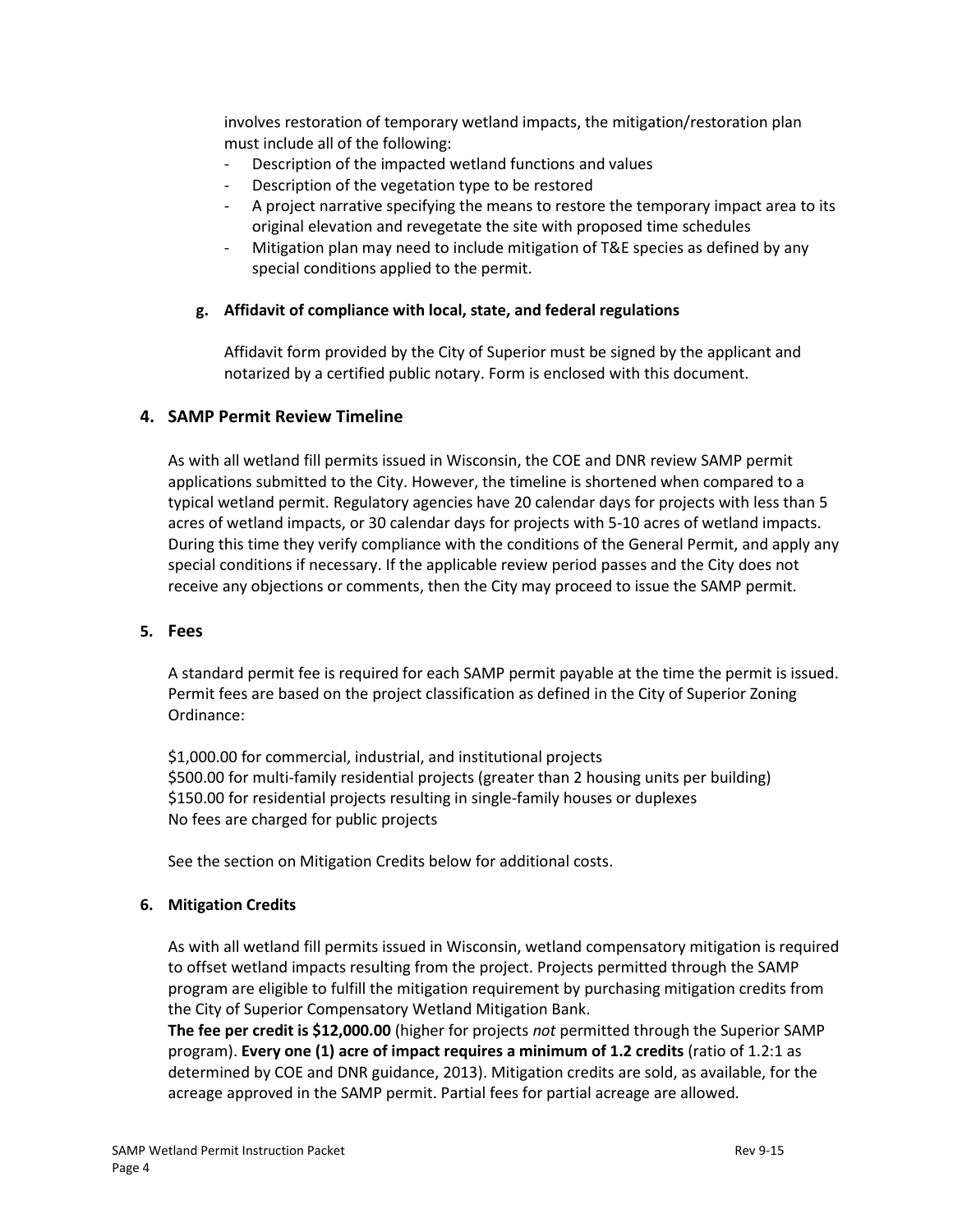involves restoration of temporary wetland impacts, the mitigation/restoration plan must include all of the following:

- Description of the impacted wetland functions and values
- Description of the vegetation type to be restored
- A project narrative specifying the means to restore the temporary impact area to its original elevation and revegetate the site with proposed time schedules
- Mitigation plan may need to include mitigation of T&E species as defined by any special conditions applied to the permit.

**g. Affidavit of compliance with local, state, and federal regulations**

Affidavit form provided by the City of Superior must be signed by the applicant and notarized by a certified public notary. Form is enclosed with this document.

## 4. SAMP Permit Review Timeline

As with all wetland fill permits issued in Wisconsin, the COE and DNR review SAMP permit applications submitted to the City. However, the timeline is shortened when compared to a typical wetland permit. Regulatory agencies have 20 calendar days for projects with less than 5 acres of wetland impacts, or 30 calendar days for projects with 5-10 acres of wetland impacts. During this time they verify compliance with the conditions of the General Permit, and apply any special conditions if necessary. If the applicable review period passes and the City does not receive any objections or comments, then the City may proceed to issue the SAMP permit.

## 5. Fees

A standard permit fee is required for each SAMP permit payable at the time the permit is issued. Permit fees are based on the project classification as defined in the City of Superior Zoning Ordinance:

$1,000.00 for commercial, industrial, and institutional projects
$500.00 for multi-family residential projects (greater than 2 housing units per building)
$150.00 for residential projects resulting in single-family houses or duplexes
No fees are charged for public projects

See the section on Mitigation Credits below for additional costs.

## 6. Mitigation Credits

As with all wetland fill permits issued in Wisconsin, wetland compensatory mitigation is required to offset wetland impacts resulting from the project. Projects permitted through the SAMP program are eligible to fulfill the mitigation requirement by purchasing mitigation credits from the City of Superior Compensatory Wetland Mitigation Bank.
**The fee per credit is $12,000.00** (higher for projects *not* permitted through the Superior SAMP program). **Every one (1) acre of impact requires a minimum of 1.2 credits** (ratio of 1.2:1 as determined by COE and DNR guidance, 2013). Mitigation credits are sold, as available, for the acreage approved in the SAMP permit. Partial fees for partial acreage are allowed.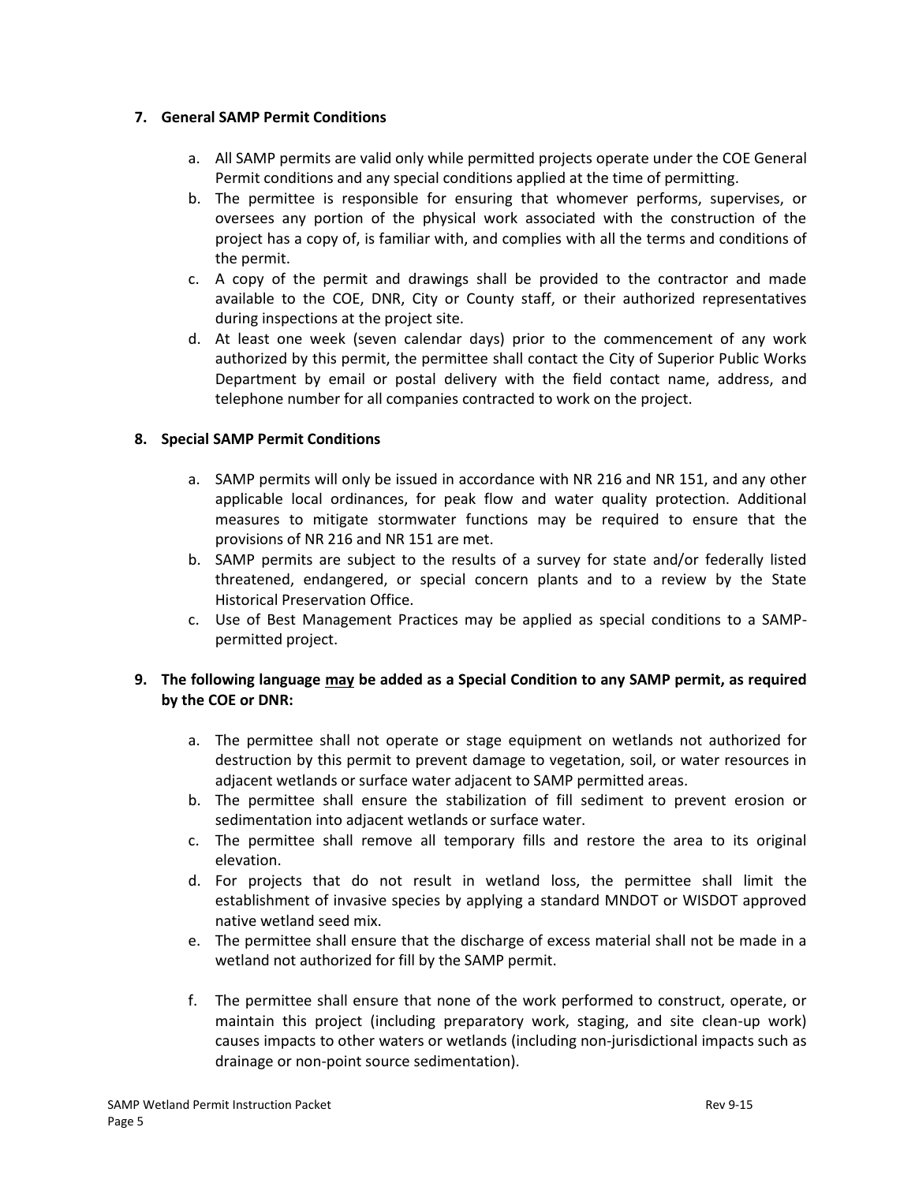## 7. General SAMP Permit Conditions

a. All SAMP permits are valid only while permitted projects operate under the COE General Permit conditions and any special conditions applied at the time of permitting.
b. The permittee is responsible for ensuring that whomever performs, supervises, or oversees any portion of the physical work associated with the construction of the project has a copy of, is familiar with, and complies with all the terms and conditions of the permit.
c. A copy of the permit and drawings shall be provided to the contractor and made available to the COE, DNR, City or County staff, or their authorized representatives during inspections at the project site.
d. At least one week (seven calendar days) prior to the commencement of any work authorized by this permit, the permittee shall contact the City of Superior Public Works Department by email or postal delivery with the field contact name, address, and telephone number for all companies contracted to work on the project.

## 8. Special SAMP Permit Conditions

a. SAMP permits will only be issued in accordance with NR 216 and NR 151, and any other applicable local ordinances, for peak flow and water quality protection. Additional measures to mitigate stormwater functions may be required to ensure that the provisions of NR 216 and NR 151 are met.
b. SAMP permits are subject to the results of a survey for state and/or federally listed threatened, endangered, or special concern plants and to a review by the State Historical Preservation Office.
c. Use of Best Management Practices may be applied as special conditions to a SAMP-permitted project.

## 9. The following language <u>may</u> be added as a Special Condition to any SAMP permit, as required by the COE or DNR:

a. The permittee shall not operate or stage equipment on wetlands not authorized for destruction by this permit to prevent damage to vegetation, soil, or water resources in adjacent wetlands or surface water adjacent to SAMP permitted areas.
b. The permittee shall ensure the stabilization of fill sediment to prevent erosion or sedimentation into adjacent wetlands or surface water.
c. The permittee shall remove all temporary fills and restore the area to its original elevation.
d. For projects that do not result in wetland loss, the permittee shall limit the establishment of invasive species by applying a standard MNDOT or WISDOT approved native wetland seed mix.
e. The permittee shall ensure that the discharge of excess material shall not be made in a wetland not authorized for fill by the SAMP permit.
f. The permittee shall ensure that none of the work performed to construct, operate, or maintain this project (including preparatory work, staging, and site clean-up work) causes impacts to other waters or wetlands (including non-jurisdictional impacts such as drainage or non-point source sedimentation).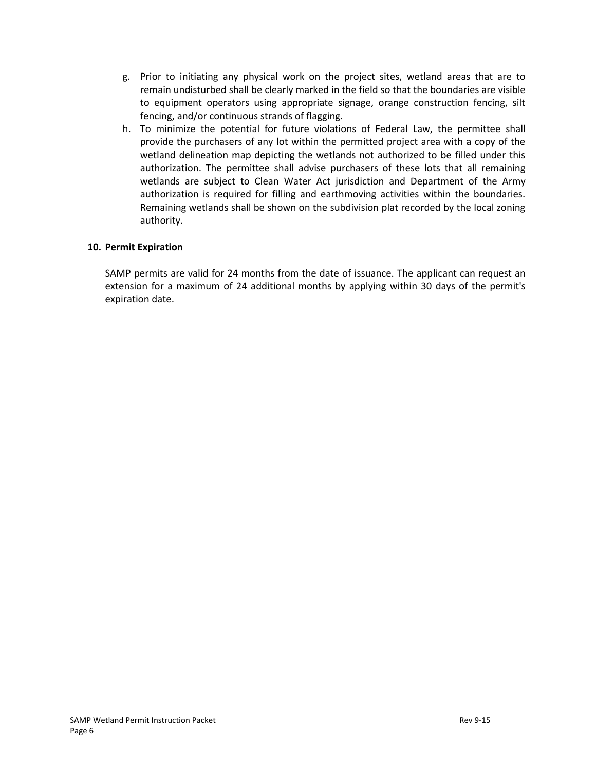g. Prior to initiating any physical work on the project sites, wetland areas that are to remain undisturbed shall be clearly marked in the field so that the boundaries are visible to equipment operators using appropriate signage, orange construction fencing, silt fencing, and/or continuous strands of flagging.
h. To minimize the potential for future violations of Federal Law, the permittee shall provide the purchasers of any lot within the permitted project area with a copy of the wetland delineation map depicting the wetlands not authorized to be filled under this authorization. The permittee shall advise purchasers of these lots that all remaining wetlands are subject to Clean Water Act jurisdiction and Department of the Army authorization is required for filling and earthmoving activities within the boundaries. Remaining wetlands shall be shown on the subdivision plat recorded by the local zoning authority.

**10. Permit Expiration**

SAMP permits are valid for 24 months from the date of issuance. The applicant can request an extension for a maximum of 24 additional months by applying within 30 days of the permit's expiration date.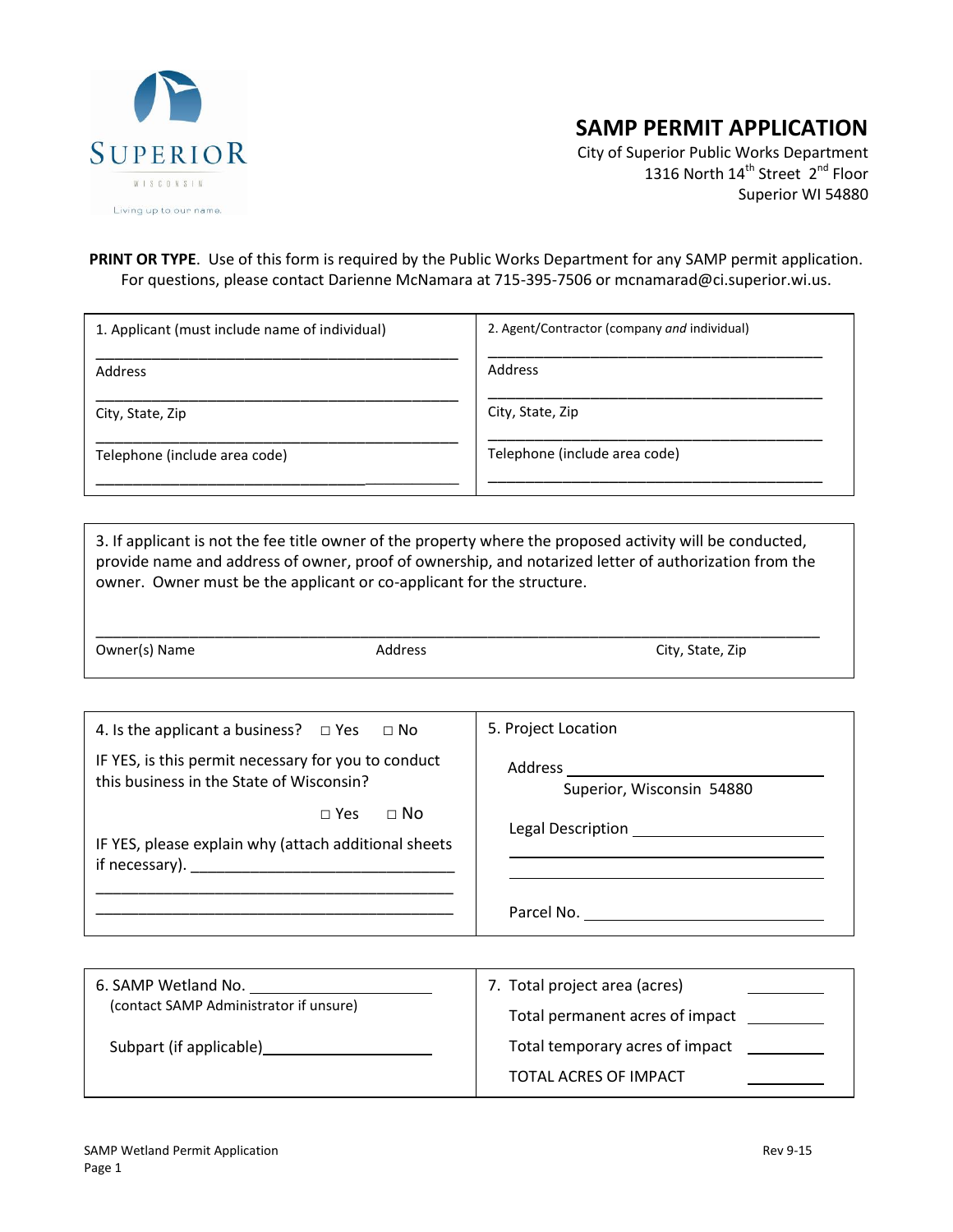# SAMP PERMIT APPLICATION

City of Superior Public Works Department
1316 North 14th Street 2nd Floor
Superior WI 54880

**PRINT OR TYPE**. Use of this form is required by the Public Works Department for any SAMP permit application. For questions, please contact Darienne McNamara at 715-395-7506 or mcnamarad@ci.superior.wi.us.

| 1. Applicant (must include name of individual) | 2. Agent/Contractor (company *and* individual) |
|---|---|
| ______________________________ | ______________________________ |
| Address | Address |
| ______________________________ | ______________________________ |
| City, State, Zip | City, State, Zip |
| ______________________________ | ______________________________ |
| Telephone (include area code) | Telephone (include area code) |
| ______________________________ | ______________________________ |

3. If applicant is not the fee title owner of the property where the proposed activity will be conducted, provide name and address of owner, proof of ownership, and notarized letter of authorization from the owner. Owner must be the applicant or co-applicant for the structure.

______________________________________________________________

Owner(s) Name          Address          City, State, Zip

| 4. Is the applicant a business? □ Yes □ No | 5. Project Location |
|---|---|
| IF YES, is this permit necessary for you to conduct this business in the State of Wisconsin? | Address ______________________ Superior, Wisconsin 54880 |
| □ Yes □ No | Legal Description ______________________ |
| IF YES, please explain why (attach additional sheets if necessary). ______________________ | ______________________ |
| ______________________ | ______________________ |
| ______________________ | Parcel No. ______________________ |

| 6. SAMP Wetland No. ______________________ | 7. Total project area (acres) ________ |
|---|---|
| (contact SAMP Administrator if unsure) | Total permanent acres of impact ________ |
| Subpart (if applicable) ______________________ | Total temporary acres of impact ________ |
| | TOTAL ACRES OF IMPACT ________ |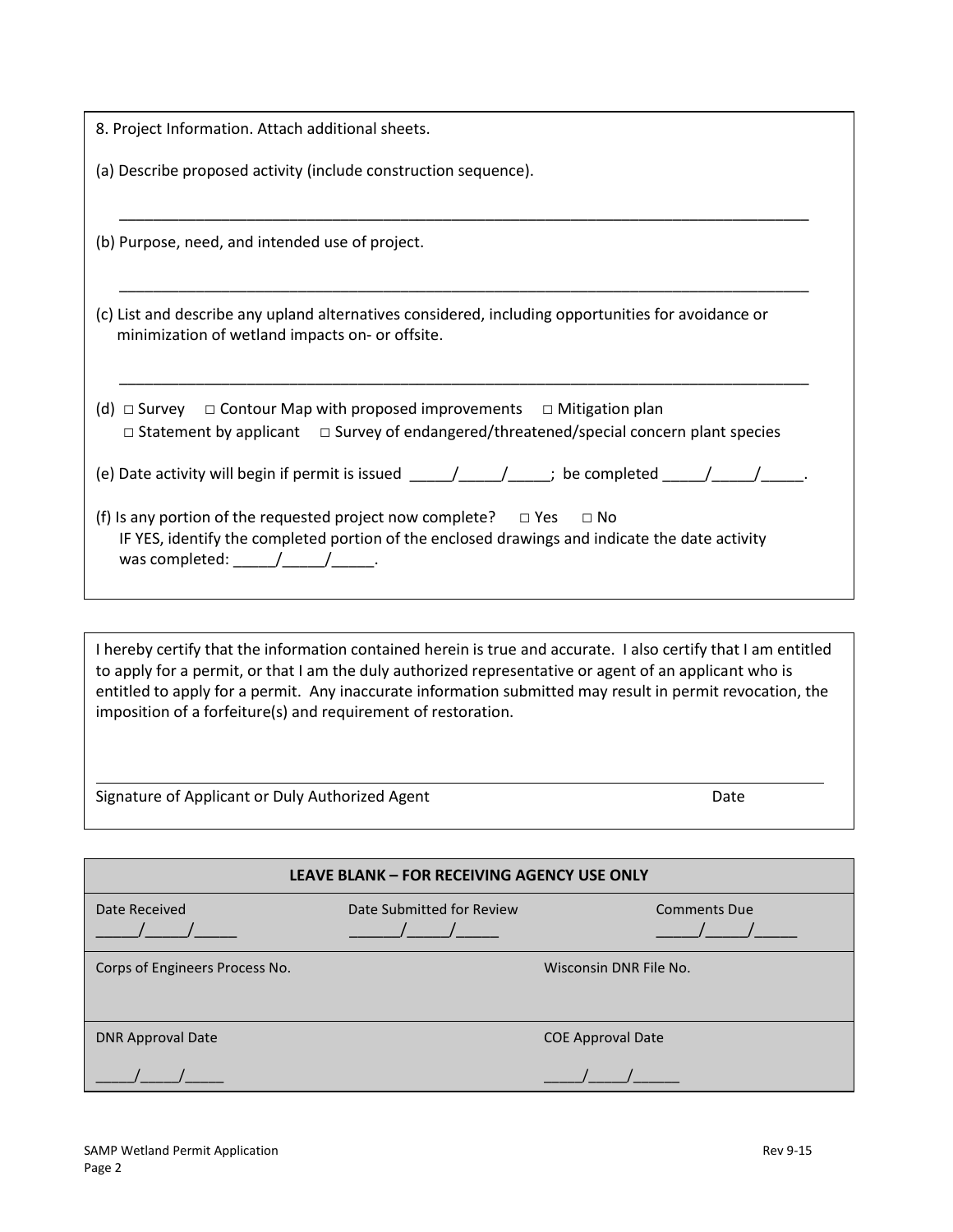8. Project Information. Attach additional sheets.

(a) Describe proposed activity (include construction sequence).

______________________________________________________________________________

(b) Purpose, need, and intended use of project.

______________________________________________________________________________

(c) List and describe any upland alternatives considered, including opportunities for avoidance or minimization of wetland impacts on- or offsite.

______________________________________________________________________________

(d) □ Survey □ Contour Map with proposed improvements □ Mitigation plan
□ Statement by applicant □ Survey of endangered/threatened/special concern plant species

(e) Date activity will begin if permit is issued _____/_____/_____; be completed _____/_____/_____.

(f) Is any portion of the requested project now complete? □ Yes □ No
IF YES, identify the completed portion of the enclosed drawings and indicate the date activity was completed: _____/_____/_____.

I hereby certify that the information contained herein is true and accurate. I also certify that I am entitled to apply for a permit, or that I am the duly authorized representative or agent of an applicant who is entitled to apply for a permit. Any inaccurate information submitted may result in permit revocation, the imposition of a forfeiture(s) and requirement of restoration.

______________________________________________________________________________

Signature of Applicant or Duly Authorized Agent Date

| LEAVE BLANK – FOR RECEIVING AGENCY USE ONLY | | |
|---|---|---|
| Date Received<br>_____/_____/_____ | Date Submitted for Review<br>______/_____/_____ | Comments Due<br>_____/_____/_____ |
| Corps of Engineers Process No. | | Wisconsin DNR File No. |
| DNR Approval Date<br>_____/_____/_____ | | COE Approval Date<br>_____/_____/______ |

SAMP Wetland Permit Application Rev 9-15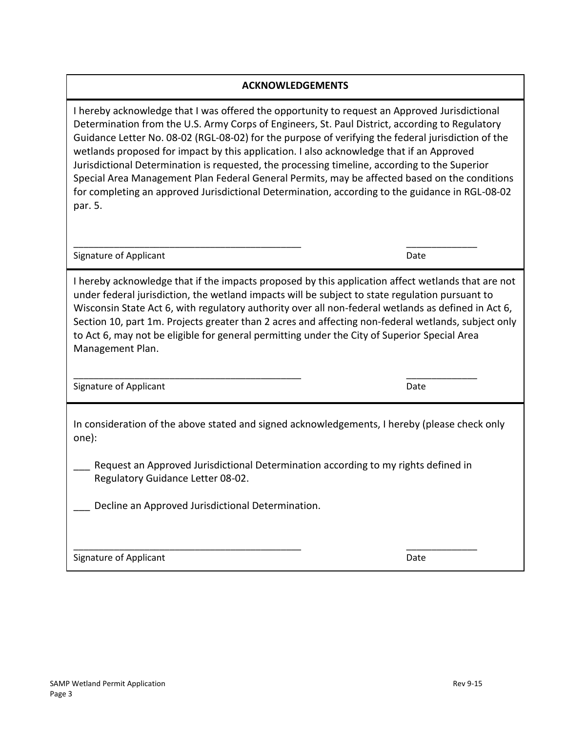## ACKNOWLEDGEMENTS

I hereby acknowledge that I was offered the opportunity to request an Approved Jurisdictional Determination from the U.S. Army Corps of Engineers, St. Paul District, according to Regulatory Guidance Letter No. 08-02 (RGL-08-02) for the purpose of verifying the federal jurisdiction of the wetlands proposed for impact by this application. I also acknowledge that if an Approved Jurisdictional Determination is requested, the processing timeline, according to the Superior Special Area Management Plan Federal General Permits, may be affected based on the conditions for completing an approved Jurisdictional Determination, according to the guidance in RGL-08-02 par. 5.

____________________________________________ _____________

Signature of Applicant Date

I hereby acknowledge that if the impacts proposed by this application affect wetlands that are not under federal jurisdiction, the wetland impacts will be subject to state regulation pursuant to Wisconsin State Act 6, with regulatory authority over all non-federal wetlands as defined in Act 6, Section 10, part 1m. Projects greater than 2 acres and affecting non-federal wetlands, subject only to Act 6, may not be eligible for general permitting under the City of Superior Special Area Management Plan.

____________________________________________ _____________

Signature of Applicant Date

In consideration of the above stated and signed acknowledgements, I hereby (please check only one):

___ Request an Approved Jurisdictional Determination according to my rights defined in Regulatory Guidance Letter 08-02.

___ Decline an Approved Jurisdictional Determination.

____________________________________________ _____________

Signature of Applicant Date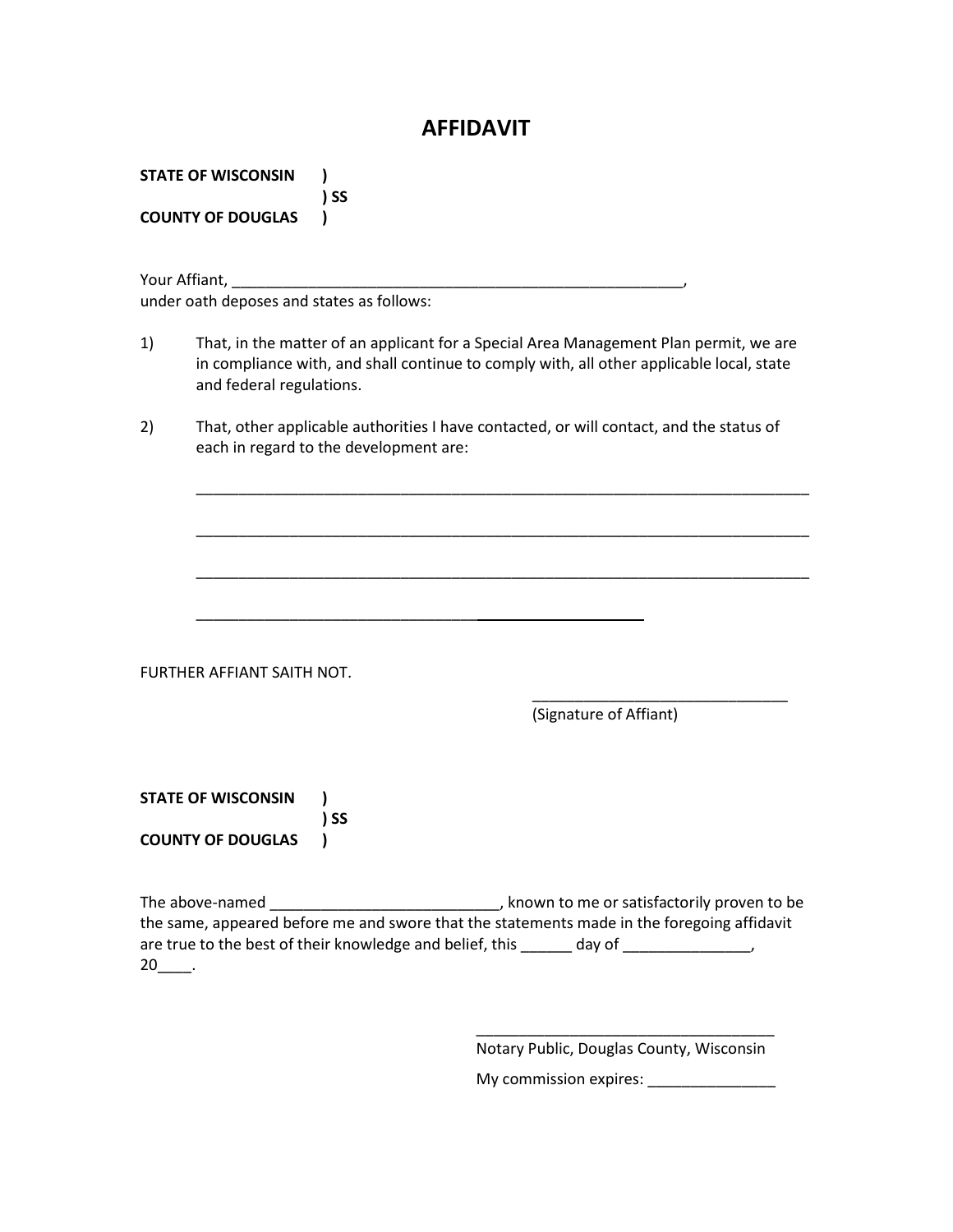# AFFIDAVIT

**STATE OF WISCONSIN )**
**) SS**
**COUNTY OF DOUGLAS )**

Your Affiant, ______________________________________________________,
under oath deposes and states as follows:

1) That, in the matter of an applicant for a Special Area Management Plan permit, we are in compliance with, and shall continue to comply with, all other applicable local, state and federal regulations.

2) That, other applicable authorities I have contacted, or will contact, and the status of each in regard to the development are:

________________________________________________________________________

________________________________________________________________________

________________________________________________________________________

____________________________________________

FURTHER AFFIANT SAITH NOT.

______________________________
(Signature of Affiant)

**STATE OF WISCONSIN )**
**) SS**
**COUNTY OF DOUGLAS )**

The above-named ___________________________, known to me or satisfactorily proven to be the same, appeared before me and swore that the statements made in the foregoing affidavit are true to the best of their knowledge and belief, this ______ day of _______________, 20____.

___________________________________
Notary Public, Douglas County, Wisconsin

My commission expires: _______________